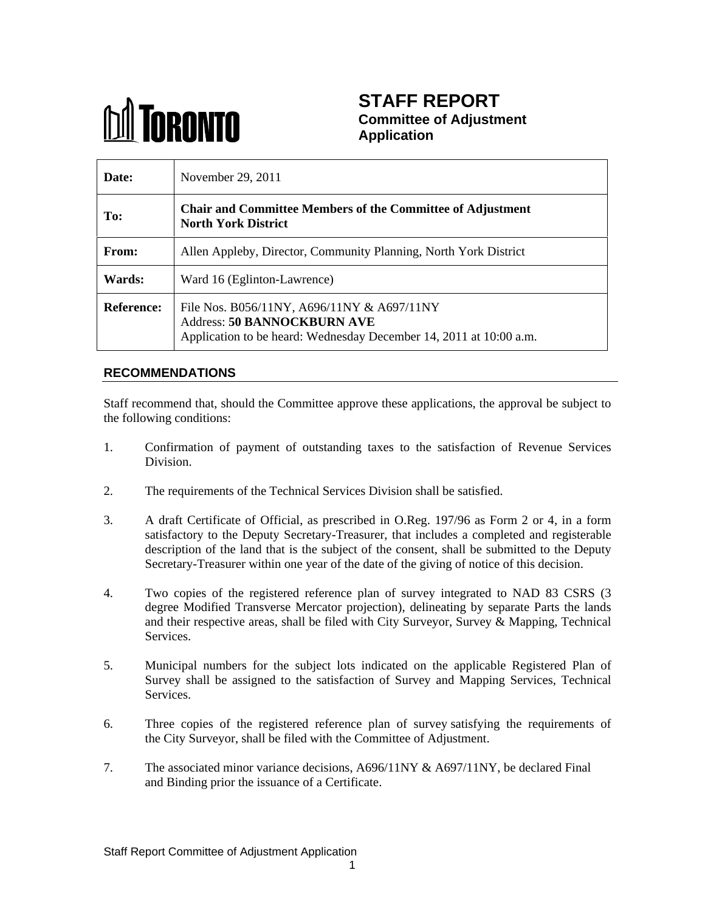# STAFF REPORT
**Committee of Adjustment Application**

| | |
|---|---|
| **Date:** | November 29, 2011 |
| **To:** | **Chair and Committee Members of the Committee of Adjustment North York District** |
| **From:** | Allen Appleby, Director, Community Planning, North York District |
| **Wards:** | Ward 16 (Eglinton-Lawrence) |
| **Reference:** | File Nos. B056/11NY, A696/11NY & A697/11NY<br>Address: **50 BANNOCKBURN AVE**<br>Application to be heard: Wednesday December 14, 2011 at 10:00 a.m. |

## RECOMMENDATIONS

Staff recommend that, should the Committee approve these applications, the approval be subject to the following conditions:

1. Confirmation of payment of outstanding taxes to the satisfaction of Revenue Services Division.

2. The requirements of the Technical Services Division shall be satisfied.

3. A draft Certificate of Official, as prescribed in O.Reg. 197/96 as Form 2 or 4, in a form satisfactory to the Deputy Secretary-Treasurer, that includes a completed and registerable description of the land that is the subject of the consent, shall be submitted to the Deputy Secretary-Treasurer within one year of the date of the giving of notice of this decision.

4. Two copies of the registered reference plan of survey integrated to NAD 83 CSRS (3 degree Modified Transverse Mercator projection), delineating by separate Parts the lands and their respective areas, shall be filed with City Surveyor, Survey & Mapping, Technical Services.

5. Municipal numbers for the subject lots indicated on the applicable Registered Plan of Survey shall be assigned to the satisfaction of Survey and Mapping Services, Technical Services.

6. Three copies of the registered reference plan of survey satisfying the requirements of the City Surveyor, shall be filed with the Committee of Adjustment.

7. The associated minor variance decisions, A696/11NY & A697/11NY, be declared Final and Binding prior the issuance of a Certificate.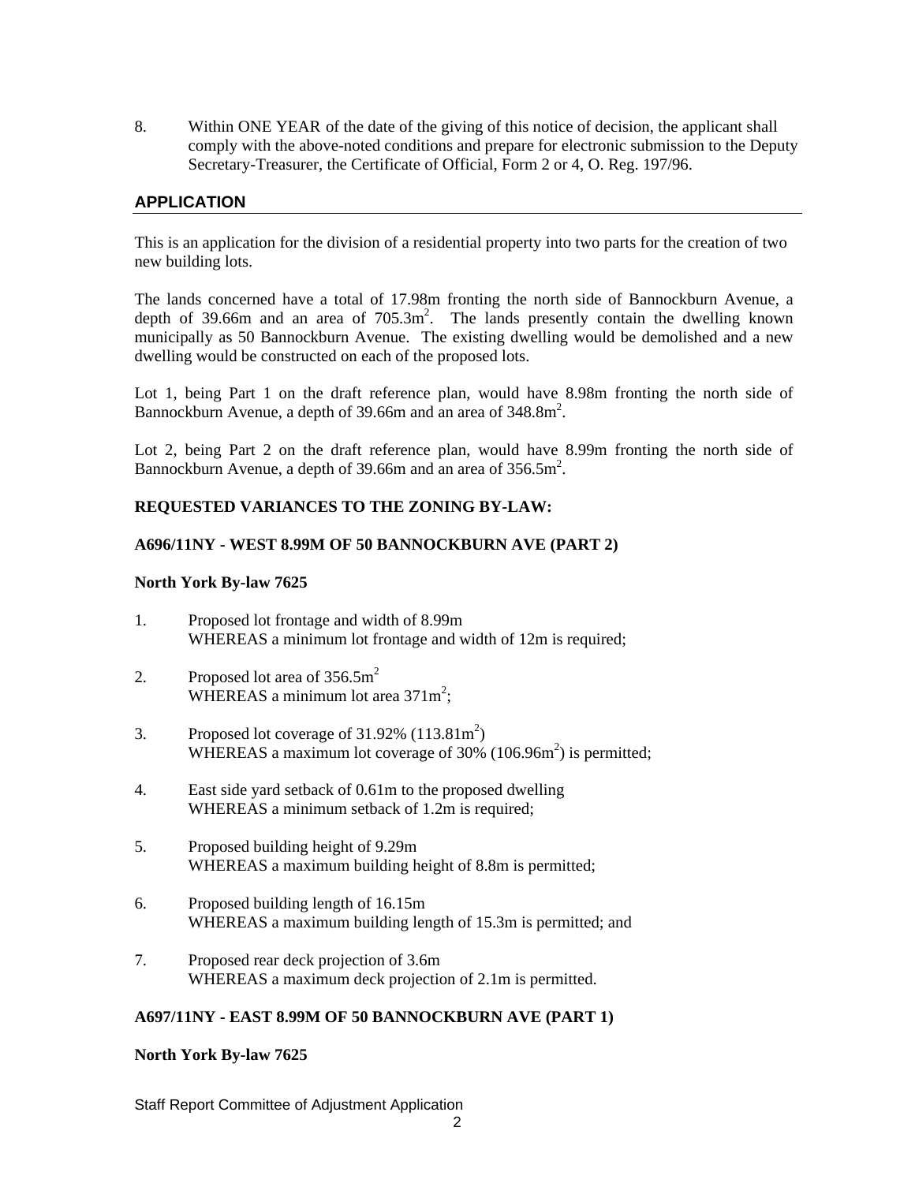8. Within ONE YEAR of the date of the giving of this notice of decision, the applicant shall comply with the above-noted conditions and prepare for electronic submission to the Deputy Secretary-Treasurer, the Certificate of Official, Form 2 or 4, O. Reg. 197/96.

## APPLICATION

This is an application for the division of a residential property into two parts for the creation of two new building lots.

The lands concerned have a total of 17.98m fronting the north side of Bannockburn Avenue, a depth of 39.66m and an area of $705.3m^2$. The lands presently contain the dwelling known municipally as 50 Bannockburn Avenue. The existing dwelling would be demolished and a new dwelling would be constructed on each of the proposed lots.

Lot 1, being Part 1 on the draft reference plan, would have 8.98m fronting the north side of Bannockburn Avenue, a depth of 39.66m and an area of $348.8m^2$.

Lot 2, being Part 2 on the draft reference plan, would have 8.99m fronting the north side of Bannockburn Avenue, a depth of 39.66m and an area of $356.5m^2$.

**REQUESTED VARIANCES TO THE ZONING BY-LAW:**

**A696/11NY - WEST 8.99M OF 50 BANNOCKBURN AVE (PART 2)**

**North York By-law 7625**

1. Proposed lot frontage and width of 8.99m
   WHEREAS a minimum lot frontage and width of 12m is required;

2. Proposed lot area of $356.5m^2$
   WHEREAS a minimum lot area $371m^2$;

3. Proposed lot coverage of 31.92% ($113.81m^2$)
   WHEREAS a maximum lot coverage of 30% ($106.96m^2$) is permitted;

4. East side yard setback of 0.61m to the proposed dwelling
   WHEREAS a minimum setback of 1.2m is required;

5. Proposed building height of 9.29m
   WHEREAS a maximum building height of 8.8m is permitted;

6. Proposed building length of 16.15m
   WHEREAS a maximum building length of 15.3m is permitted; and

7. Proposed rear deck projection of 3.6m
   WHEREAS a maximum deck projection of 2.1m is permitted.

**A697/11NY - EAST 8.99M OF 50 BANNOCKBURN AVE (PART 1)**

**North York By-law 7625**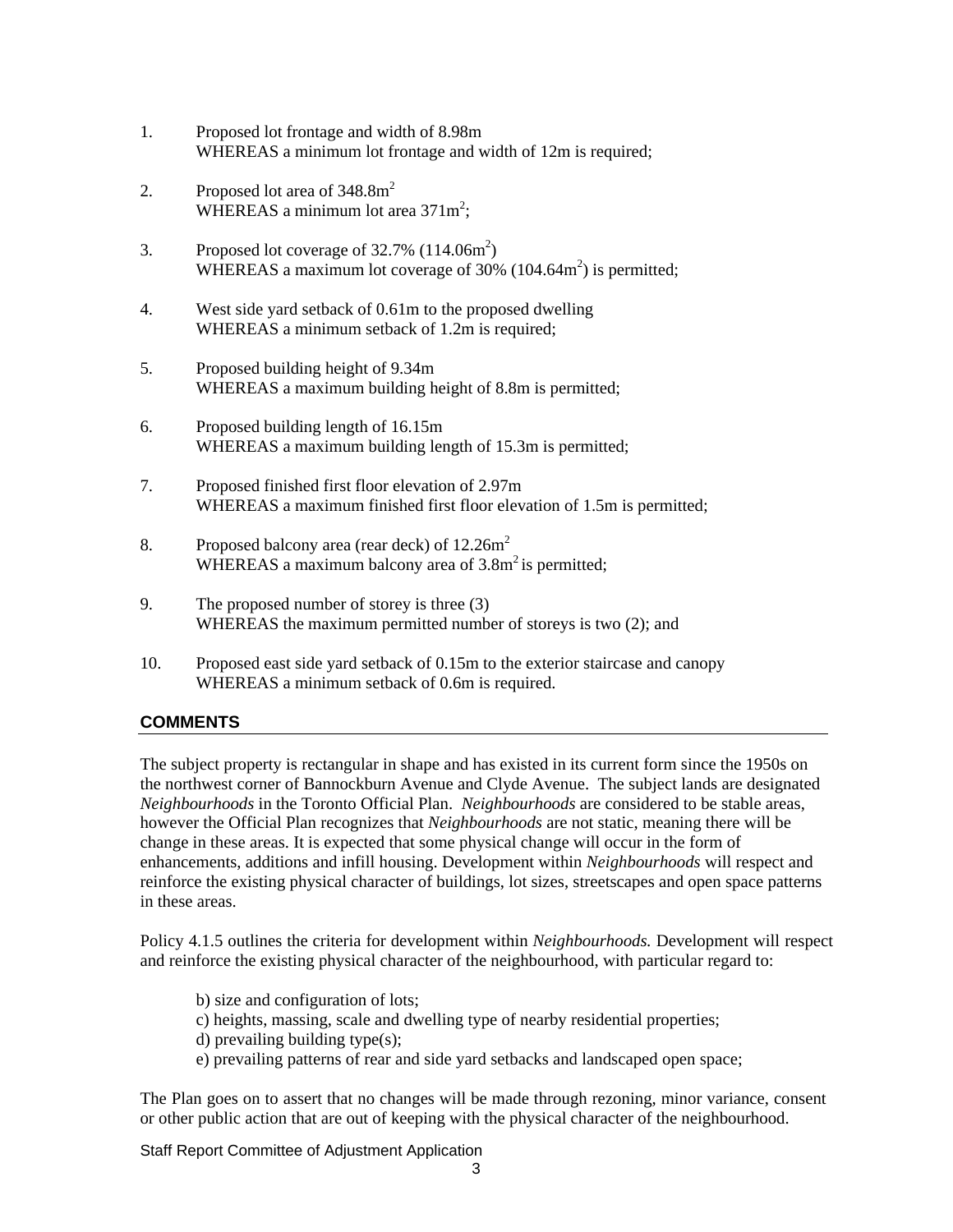1. Proposed lot frontage and width of 8.98m
   WHEREAS a minimum lot frontage and width of 12m is required;

2. Proposed lot area of $348.8m^2$
   WHEREAS a minimum lot area $371m^2$;

3. Proposed lot coverage of 32.7% ($114.06m^2$)
   WHEREAS a maximum lot coverage of 30% ($104.64m^2$) is permitted;

4. West side yard setback of 0.61m to the proposed dwelling
   WHEREAS a minimum setback of 1.2m is required;

5. Proposed building height of 9.34m
   WHEREAS a maximum building height of 8.8m is permitted;

6. Proposed building length of 16.15m
   WHEREAS a maximum building length of 15.3m is permitted;

7. Proposed finished first floor elevation of 2.97m
   WHEREAS a maximum finished first floor elevation of 1.5m is permitted;

8. Proposed balcony area (rear deck) of $12.26m^2$
   WHEREAS a maximum balcony area of $3.8m^2$ is permitted;

9. The proposed number of storey is three (3)
   WHEREAS the maximum permitted number of storeys is two (2); and

10. Proposed east side yard setback of 0.15m to the exterior staircase and canopy
    WHEREAS a minimum setback of 0.6m is required.

## COMMENTS

The subject property is rectangular in shape and has existed in its current form since the 1950s on the northwest corner of Bannockburn Avenue and Clyde Avenue. The subject lands are designated *Neighbourhoods* in the Toronto Official Plan. *Neighbourhoods* are considered to be stable areas, however the Official Plan recognizes that *Neighbourhoods* are not static, meaning there will be change in these areas. It is expected that some physical change will occur in the form of enhancements, additions and infill housing. Development within *Neighbourhoods* will respect and reinforce the existing physical character of buildings, lot sizes, streetscapes and open space patterns in these areas.

Policy 4.1.5 outlines the criteria for development within *Neighbourhoods.* Development will respect and reinforce the existing physical character of the neighbourhood, with particular regard to:

b) size and configuration of lots;
c) heights, massing, scale and dwelling type of nearby residential properties;
d) prevailing building type(s);
e) prevailing patterns of rear and side yard setbacks and landscaped open space;

The Plan goes on to assert that no changes will be made through rezoning, minor variance, consent or other public action that are out of keeping with the physical character of the neighbourhood.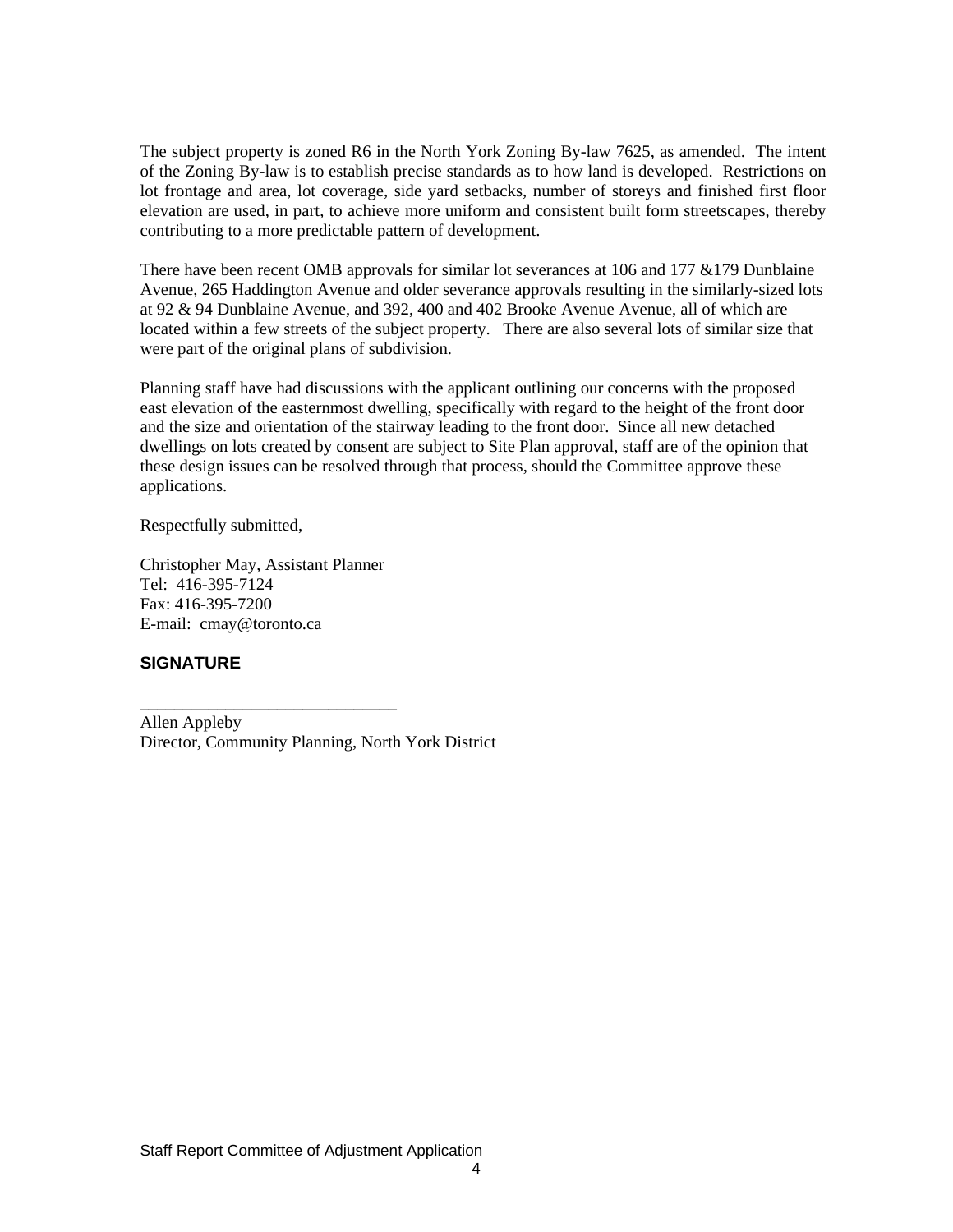The subject property is zoned R6 in the North York Zoning By-law 7625, as amended. The intent of the Zoning By-law is to establish precise standards as to how land is developed. Restrictions on lot frontage and area, lot coverage, side yard setbacks, number of storeys and finished first floor elevation are used, in part, to achieve more uniform and consistent built form streetscapes, thereby contributing to a more predictable pattern of development.

There have been recent OMB approvals for similar lot severances at 106 and 177 &179 Dunblaine Avenue, 265 Haddington Avenue and older severance approvals resulting in the similarly-sized lots at 92 & 94 Dunblaine Avenue, and 392, 400 and 402 Brooke Avenue Avenue, all of which are located within a few streets of the subject property. There are also several lots of similar size that were part of the original plans of subdivision.

Planning staff have had discussions with the applicant outlining our concerns with the proposed east elevation of the easternmost dwelling, specifically with regard to the height of the front door and the size and orientation of the stairway leading to the front door. Since all new detached dwellings on lots created by consent are subject to Site Plan approval, staff are of the opinion that these design issues can be resolved through that process, should the Committee approve these applications.

Respectfully submitted,

Christopher May, Assistant Planner
Tel: 416-395-7124
Fax: 416-395-7200
E-mail: cmay@toronto.ca

**SIGNATURE**

______________________________
Allen Appleby
Director, Community Planning, North York District